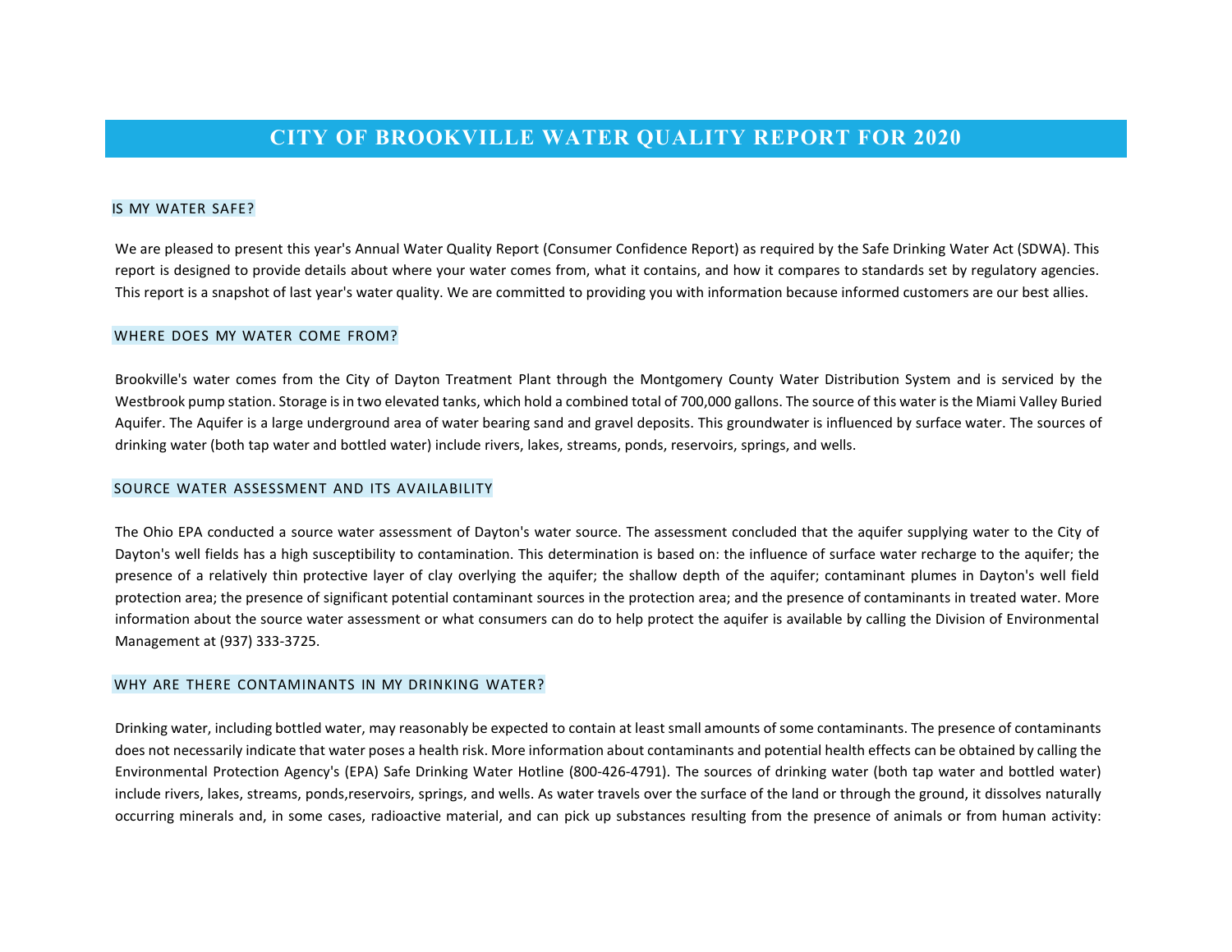# CITY OF BROOKVILLE WATER QUALITY REPORT FOR 2020

## IS MY WATER SAFE?

We are pleased to present this year's Annual Water Quality Report (Consumer Confidence Report) as required by the Safe Drinking Water Act (SDWA). This report is designed to provide details about where your water comes from, what it contains, and how it compares to standards set by regulatory agencies. This report is a snapshot of last year's water quality. We are committed to providing you with information because informed customers are our best allies.

## WHERE DOES MY WATER COME FROM?

Brookville's water comes from the City of Dayton Treatment Plant through the Montgomery County Water Distribution System and is serviced by the Westbrook pump station. Storage is in two elevated tanks, which hold a combined total of 700,000 gallons. The source of this water is the Miami Valley Buried Aquifer. The Aquifer is a large underground area of water bearing sand and gravel deposits. This groundwater is influenced by surface water. The sources of drinking water (both tap water and bottled water) include rivers, lakes, streams, ponds, reservoirs, springs, and wells.

## SOURCE WATER ASSESSMENT AND ITS AVAILABILITY

The Ohio EPA conducted a source water assessment of Dayton's water source. The assessment concluded that the aquifer supplying water to the City of Dayton's well fields has a high susceptibility to contamination. This determination is based on: the influence of surface water recharge to the aquifer; the presence of a relatively thin protective layer of clay overlying the aquifer; the shallow depth of the aquifer; contaminant plumes in Dayton's well field protection area; the presence of significant potential contaminant sources in the protection area; and the presence of contaminants in treated water. More information about the source water assessment or what consumers can do to help protect the aquifer is available by calling the Division of Environmental Management at (937) 333-3725.

## WHY ARE THERE CONTAMINANTS IN MY DRINKING WATER?

Drinking water, including bottled water, may reasonably be expected to contain at least small amounts of some contaminants. The presence of contaminants does not necessarily indicate that water poses a health risk. More information about contaminants and potential health effects can be obtained by calling the Environmental Protection Agency's (EPA) Safe Drinking Water Hotline (800-426-4791). The sources of drinking water (both tap water and bottled water) include rivers, lakes, streams, ponds,reservoirs, springs, and wells. As water travels over the surface of the land or through the ground, it dissolves naturally occurring minerals and, in some cases, radioactive material, and can pick up substances resulting from the presence of animals or from human activity: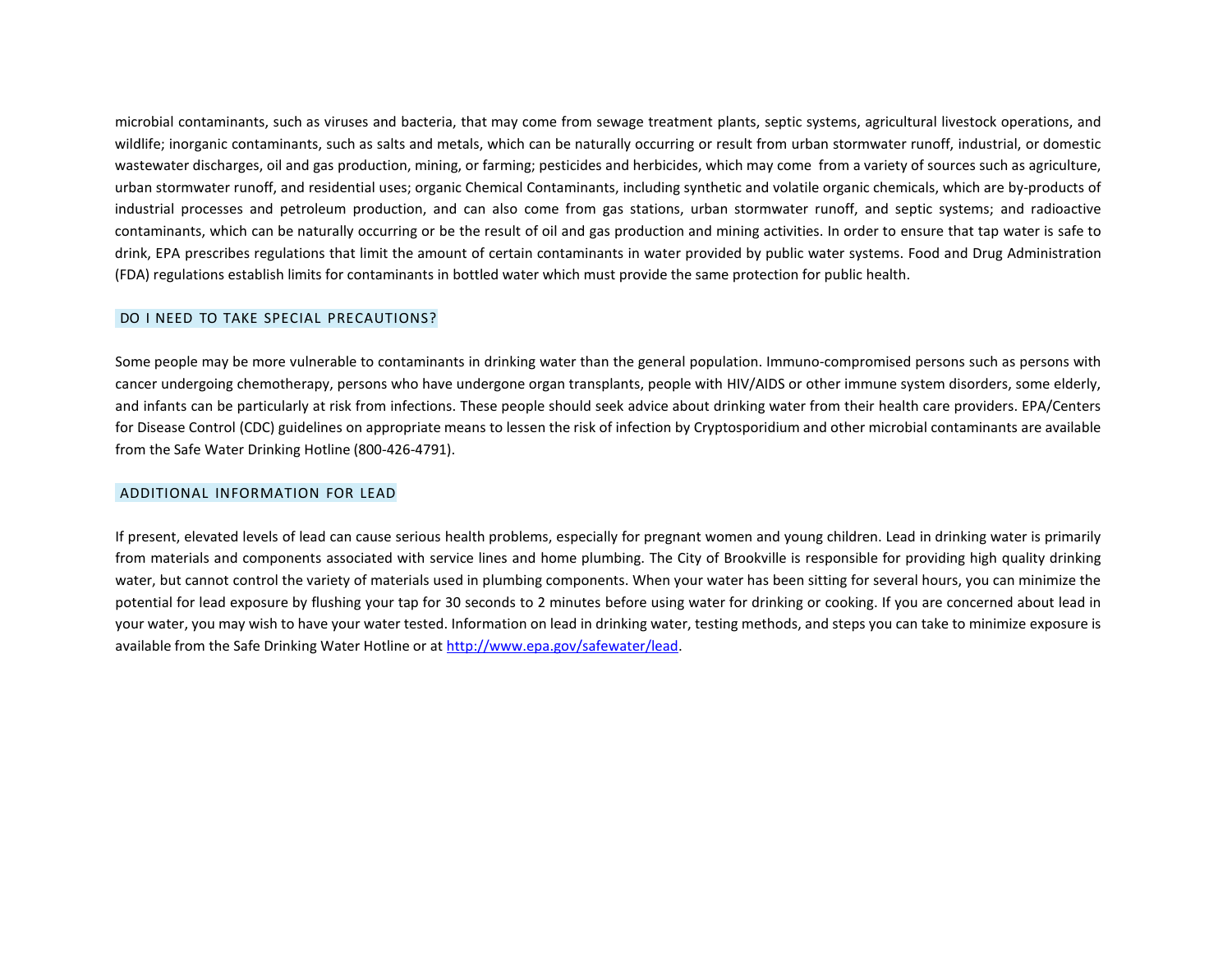microbial contaminants, such as viruses and bacteria, that may come from sewage treatment plants, septic systems, agricultural livestock operations, and wildlife; inorganic contaminants, such as salts and metals, which can be naturally occurring or result from urban stormwater runoff, industrial, or domestic wastewater discharges, oil and gas production, mining, or farming; pesticides and herbicides, which may come from a variety of sources such as agriculture, urban stormwater runoff, and residential uses; organic Chemical Contaminants, including synthetic and volatile organic chemicals, which are by-products of industrial processes and petroleum production, and can also come from gas stations, urban stormwater runoff, and septic systems; and radioactive contaminants, which can be naturally occurring or be the result of oil and gas production and mining activities. In order to ensure that tap water is safe to drink, EPA prescribes regulations that limit the amount of certain contaminants in water provided by public water systems. Food and Drug Administration (FDA) regulations establish limits for contaminants in bottled water which must provide the same protection for public health.

## DO I NEED TO TAKE SPECIAL PRECAUTIONS?

Some people may be more vulnerable to contaminants in drinking water than the general population. Immuno-compromised persons such as persons with cancer undergoing chemotherapy, persons who have undergone organ transplants, people with HIV/AIDS or other immune system disorders, some elderly, and infants can be particularly at risk from infections. These people should seek advice about drinking water from their health care providers. EPA/Centers for Disease Control (CDC) guidelines on appropriate means to lessen the risk of infection by Cryptosporidium and other microbial contaminants are available from the Safe Water Drinking Hotline (800-426-4791).

## ADDITIONAL INFORMATION FOR LEAD

If present, elevated levels of lead can cause serious health problems, especially for pregnant women and young children. Lead in drinking water is primarily from materials and components associated with service lines and home plumbing. The City of Brookville is responsible for providing high quality drinking water, but cannot control the variety of materials used in plumbing components. When your water has been sitting for several hours, you can minimize the potential for lead exposure by flushing your tap for 30 seconds to 2 minutes before using water for drinking or cooking. If you are concerned about lead in your water, you may wish to have your water tested. Information on lead in drinking water, testing methods, and steps you can take to minimize exposure is available from the Safe Drinking Water Hotline or at [http://www.epa.gov/safewater/lead](http://www.epa.gov/safewater/lead).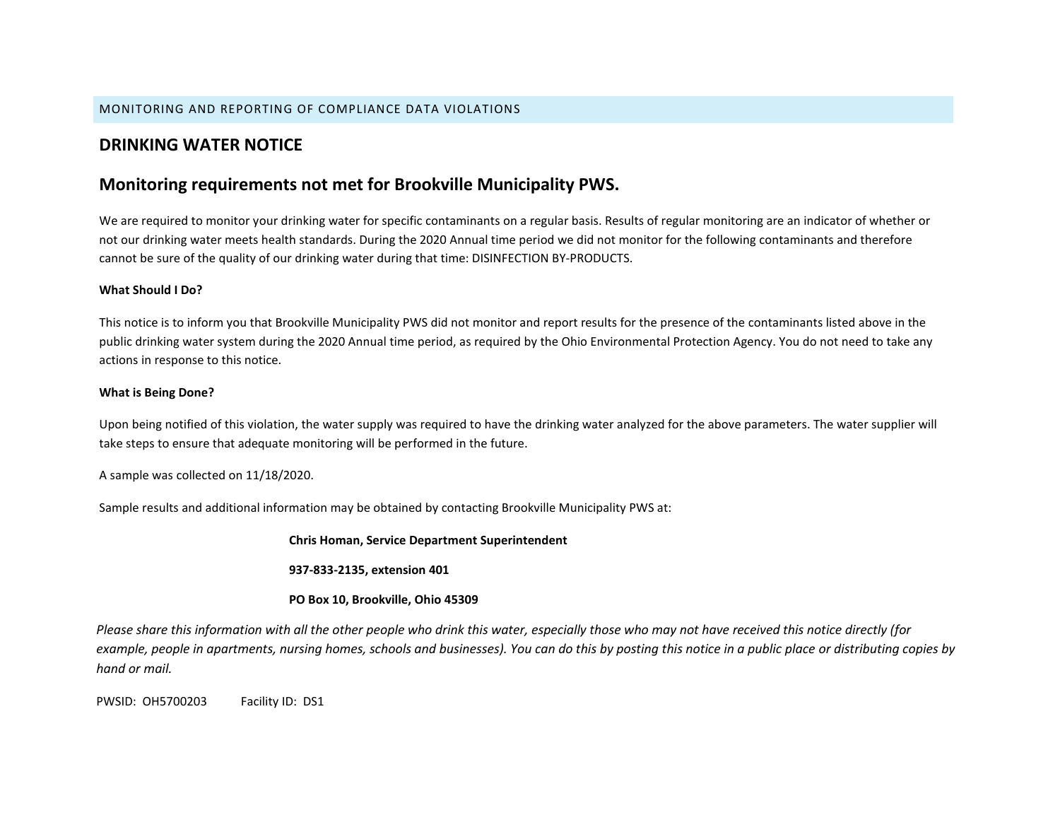MONITORING AND REPORTING OF COMPLIANCE DATA VIOLATIONS

## DRINKING WATER NOTICE

## Monitoring requirements not met for Brookville Municipality PWS.

We are required to monitor your drinking water for specific contaminants on a regular basis. Results of regular monitoring are an indicator of whether or not our drinking water meets health standards. During the 2020 Annual time period we did not monitor for the following contaminants and therefore cannot be sure of the quality of our drinking water during that time: DISINFECTION BY-PRODUCTS.

**What Should I Do?**

This notice is to inform you that Brookville Municipality PWS did not monitor and report results for the presence of the contaminants listed above in the public drinking water system during the 2020 Annual time period, as required by the Ohio Environmental Protection Agency. You do not need to take any actions in response to this notice.

**What is Being Done?**

Upon being notified of this violation, the water supply was required to have the drinking water analyzed for the above parameters. The water supplier will take steps to ensure that adequate monitoring will be performed in the future.

A sample was collected on 11/18/2020.

Sample results and additional information may be obtained by contacting Brookville Municipality PWS at:

**Chris Homan, Service Department Superintendent**

**937-833-2135, extension 401**

**PO Box 10, Brookville, Ohio 45309**

*Please share this information with all the other people who drink this water, especially those who may not have received this notice directly (for example, people in apartments, nursing homes, schools and businesses). You can do this by posting this notice in a public place or distributing copies by hand or mail.*

PWSID: OH5700203 Facility ID: DS1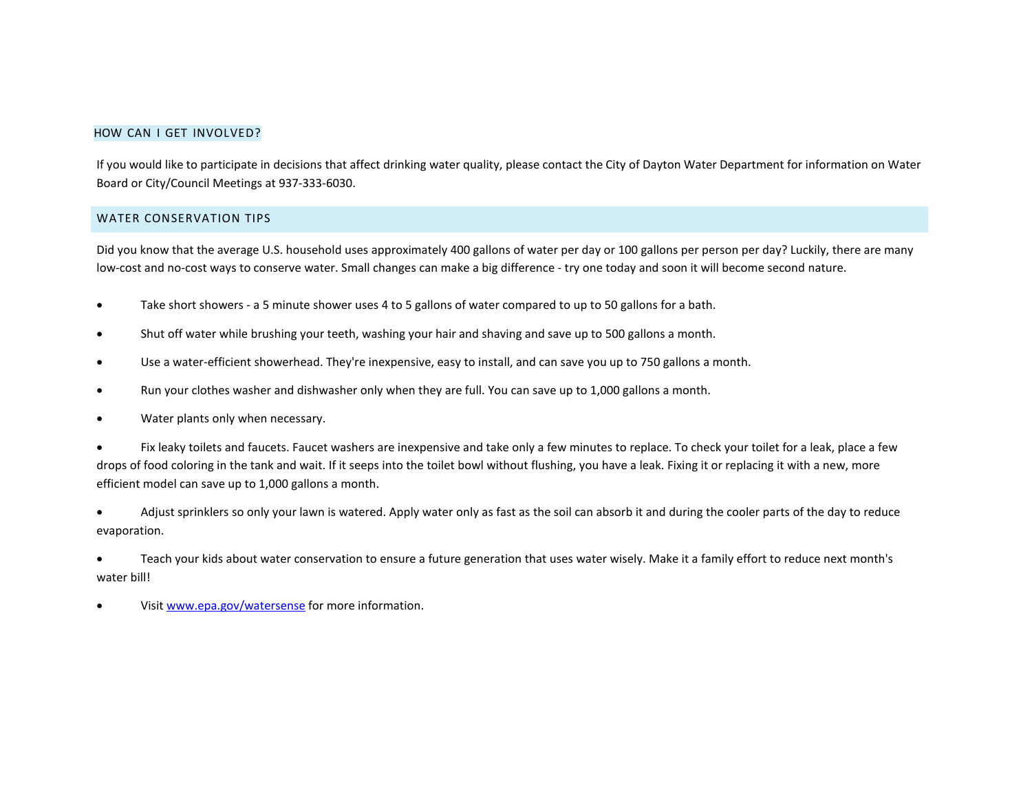## HOW CAN I GET INVOLVED?

If you would like to participate in decisions that affect drinking water quality, please contact the City of Dayton Water Department for information on Water Board or City/Council Meetings at 937-333-6030.

## WATER CONSERVATION TIPS

Did you know that the average U.S. household uses approximately 400 gallons of water per day or 100 gallons per person per day? Luckily, there are many low-cost and no-cost ways to conserve water. Small changes can make a big difference - try one today and soon it will become second nature.

- Take short showers - a 5 minute shower uses 4 to 5 gallons of water compared to up to 50 gallons for a bath.
- Shut off water while brushing your teeth, washing your hair and shaving and save up to 500 gallons a month.
- Use a water-efficient showerhead. They're inexpensive, easy to install, and can save you up to 750 gallons a month.
- Run your clothes washer and dishwasher only when they are full. You can save up to 1,000 gallons a month.
- Water plants only when necessary.
- Fix leaky toilets and faucets. Faucet washers are inexpensive and take only a few minutes to replace. To check your toilet for a leak, place a few drops of food coloring in the tank and wait. If it seeps into the toilet bowl without flushing, you have a leak. Fixing it or replacing it with a new, more efficient model can save up to 1,000 gallons a month.
- Adjust sprinklers so only your lawn is watered. Apply water only as fast as the soil can absorb it and during the cooler parts of the day to reduce evaporation.
- Teach your kids about water conservation to ensure a future generation that uses water wisely. Make it a family effort to reduce next month's water bill!
- Visit [www.epa.gov/watersense](http://www.epa.gov/watersense) for more information.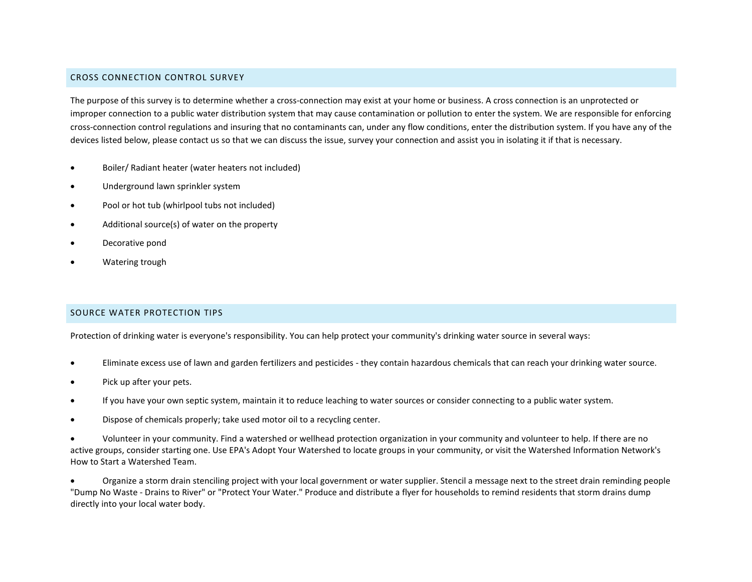## CROSS CONNECTION CONTROL SURVEY

The purpose of this survey is to determine whether a cross-connection may exist at your home or business. A cross connection is an unprotected or improper connection to a public water distribution system that may cause contamination or pollution to enter the system. We are responsible for enforcing cross-connection control regulations and insuring that no contaminants can, under any flow conditions, enter the distribution system. If you have any of the devices listed below, please contact us so that we can discuss the issue, survey your connection and assist you in isolating it if that is necessary.

- Boiler/ Radiant heater (water heaters not included)
- Underground lawn sprinkler system
- Pool or hot tub (whirlpool tubs not included)
- Additional source(s) of water on the property
- Decorative pond
- Watering trough

## SOURCE WATER PROTECTION TIPS

Protection of drinking water is everyone's responsibility. You can help protect your community's drinking water source in several ways:

- Eliminate excess use of lawn and garden fertilizers and pesticides - they contain hazardous chemicals that can reach your drinking water source.
- Pick up after your pets.
- If you have your own septic system, maintain it to reduce leaching to water sources or consider connecting to a public water system.
- Dispose of chemicals properly; take used motor oil to a recycling center.
- Volunteer in your community. Find a watershed or wellhead protection organization in your community and volunteer to help. If there are no active groups, consider starting one. Use EPA's Adopt Your Watershed to locate groups in your community, or visit the Watershed Information Network's How to Start a Watershed Team.
- Organize a storm drain stenciling project with your local government or water supplier. Stencil a message next to the street drain reminding people "Dump No Waste - Drains to River" or "Protect Your Water." Produce and distribute a flyer for households to remind residents that storm drains dump directly into your local water body.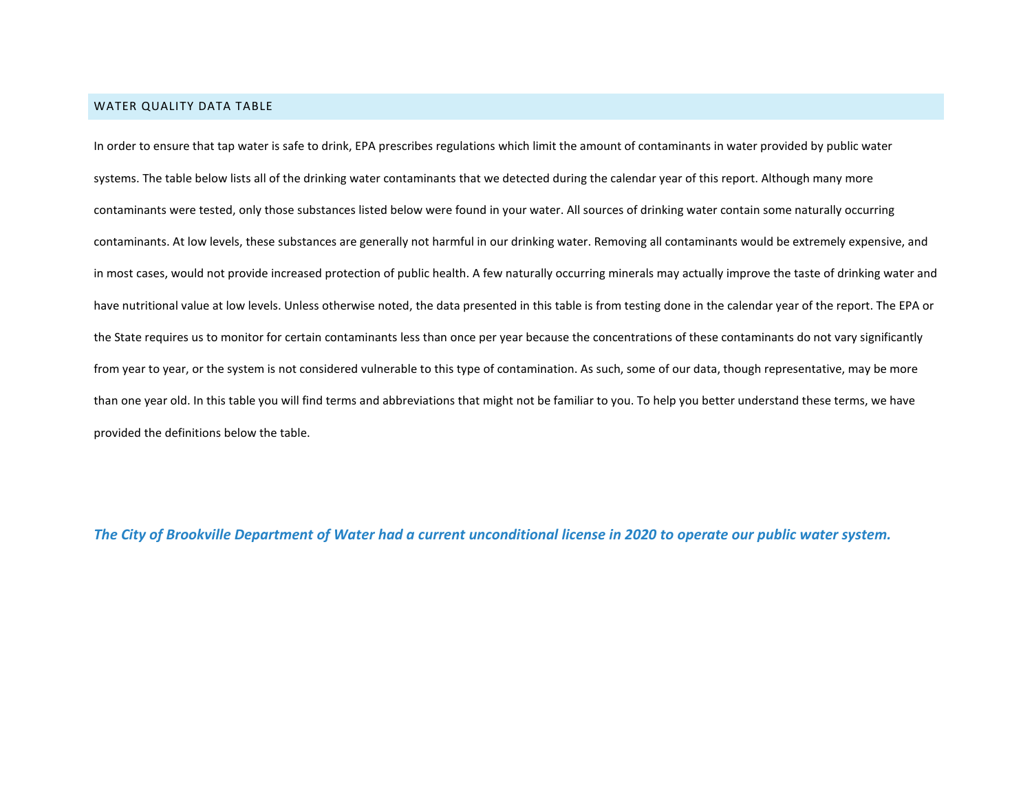## WATER QUALITY DATA TABLE

In order to ensure that tap water is safe to drink, EPA prescribes regulations which limit the amount of contaminants in water provided by public water systems. The table below lists all of the drinking water contaminants that we detected during the calendar year of this report. Although many more contaminants were tested, only those substances listed below were found in your water. All sources of drinking water contain some naturally occurring contaminants. At low levels, these substances are generally not harmful in our drinking water. Removing all contaminants would be extremely expensive, and in most cases, would not provide increased protection of public health. A few naturally occurring minerals may actually improve the taste of drinking water and have nutritional value at low levels. Unless otherwise noted, the data presented in this table is from testing done in the calendar year of the report. The EPA or the State requires us to monitor for certain contaminants less than once per year because the concentrations of these contaminants do not vary significantly from year to year, or the system is not considered vulnerable to this type of contamination. As such, some of our data, though representative, may be more than one year old. In this table you will find terms and abbreviations that might not be familiar to you. To help you better understand these terms, we have provided the definitions below the table.

***The City of Brookville Department of Water had a current unconditional license in 2020 to operate our public water system.***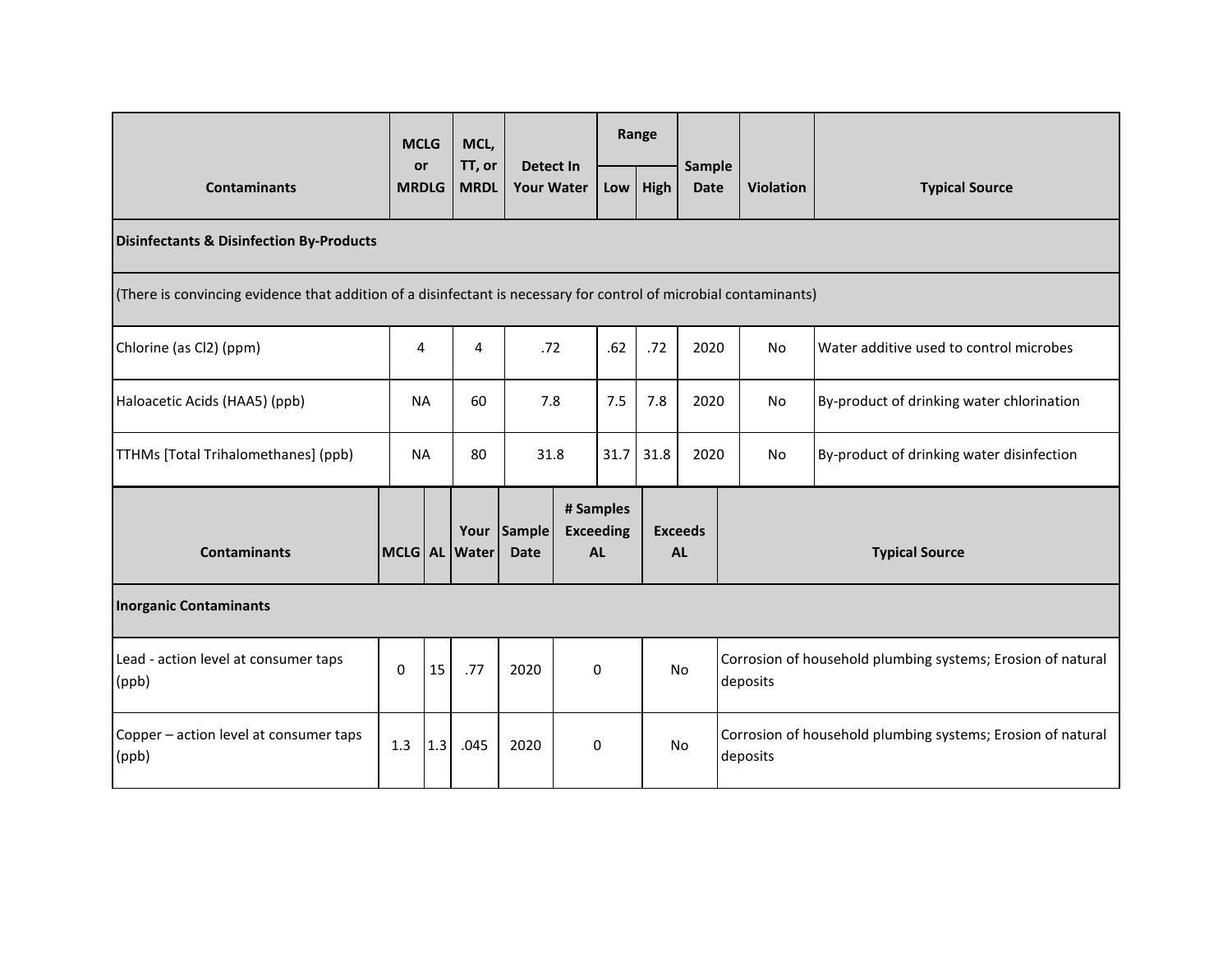| Contaminants | MCLG or MRDLG | MCL, TT, or MRDL | Detect In Your Water | Range | | Sample Date | Violation | Typical Source |
|---|---|---|---|---|---|---|---|---|
| | | | | Low | High | | | |
| **Disinfectants & Disinfection By-Products** | | | | | | | | |
| (There is convincing evidence that addition of a disinfectant is necessary for control of microbial contaminants) | | | | | | | | |
| Chlorine (as Cl2) (ppm) | 4 | 4 | .72 | .62 | .72 | 2020 | No | Water additive used to control microbes |
| Haloacetic Acids (HAA5) (ppb) | NA | 60 | 7.8 | 7.5 | 7.8 | 2020 | No | By-product of drinking water chlorination |
| TTHMs [Total Trihalomethanes] (ppb) | NA | 80 | 31.8 | 31.7 | 31.8 | 2020 | No | By-product of drinking water disinfection |

| Contaminants | MCLG | AL | Your Water | Sample Date | # Samples Exceeding AL | Exceeds AL | Typical Source |
|---|---|---|---|---|---|---|---|
| **Inorganic Contaminants** | | | | | | | |
| Lead - action level at consumer taps (ppb) | 0 | 15 | .77 | 2020 | 0 | No | Corrosion of household plumbing systems; Erosion of natural deposits |
| Copper – action level at consumer taps (ppb) | 1.3 | 1.3 | .045 | 2020 | 0 | No | Corrosion of household plumbing systems; Erosion of natural deposits |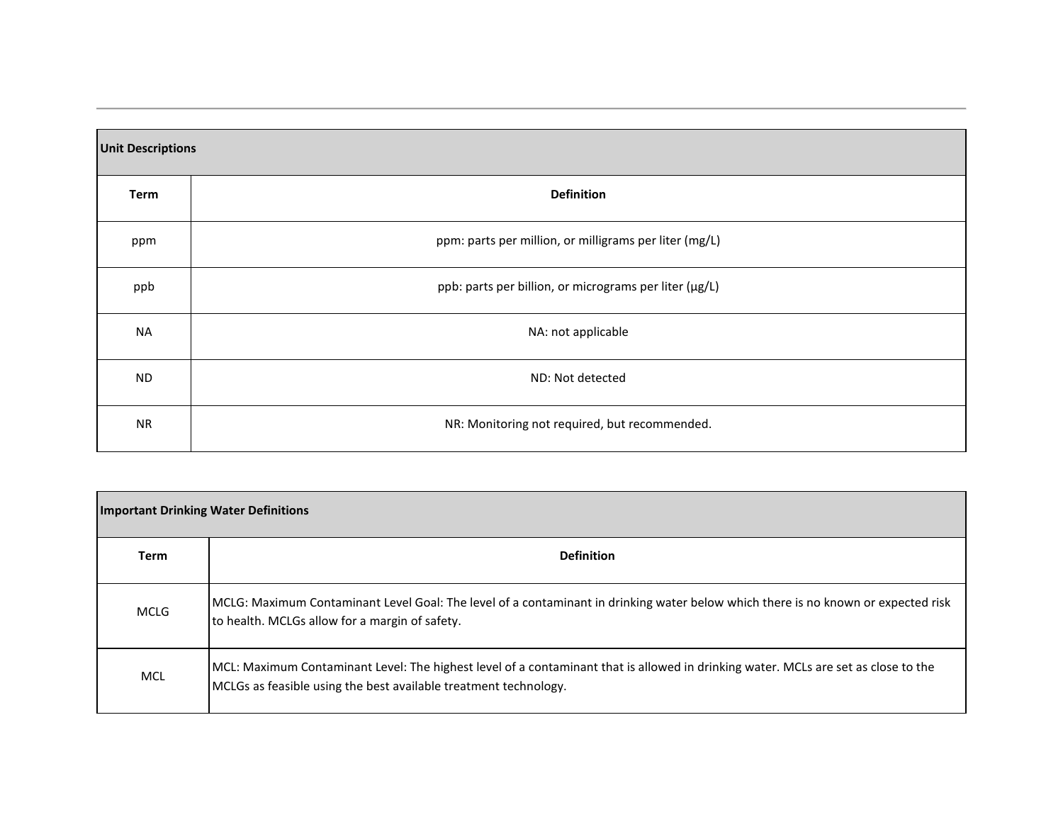| Unit Descriptions | |
|---|---|
| **Term** | **Definition** |
| ppm | ppm: parts per million, or milligrams per liter (mg/L) |
| ppb | ppb: parts per billion, or micrograms per liter (μg/L) |
| NA | NA: not applicable |
| ND | ND: Not detected |
| NR | NR: Monitoring not required, but recommended. |

| Important Drinking Water Definitions | |
|---|---|
| **Term** | **Definition** |
| MCLG | MCLG: Maximum Contaminant Level Goal: The level of a contaminant in drinking water below which there is no known or expected risk to health. MCLGs allow for a margin of safety. |
| MCL | MCL: Maximum Contaminant Level: The highest level of a contaminant that is allowed in drinking water. MCLs are set as close to the MCLGs as feasible using the best available treatment technology. |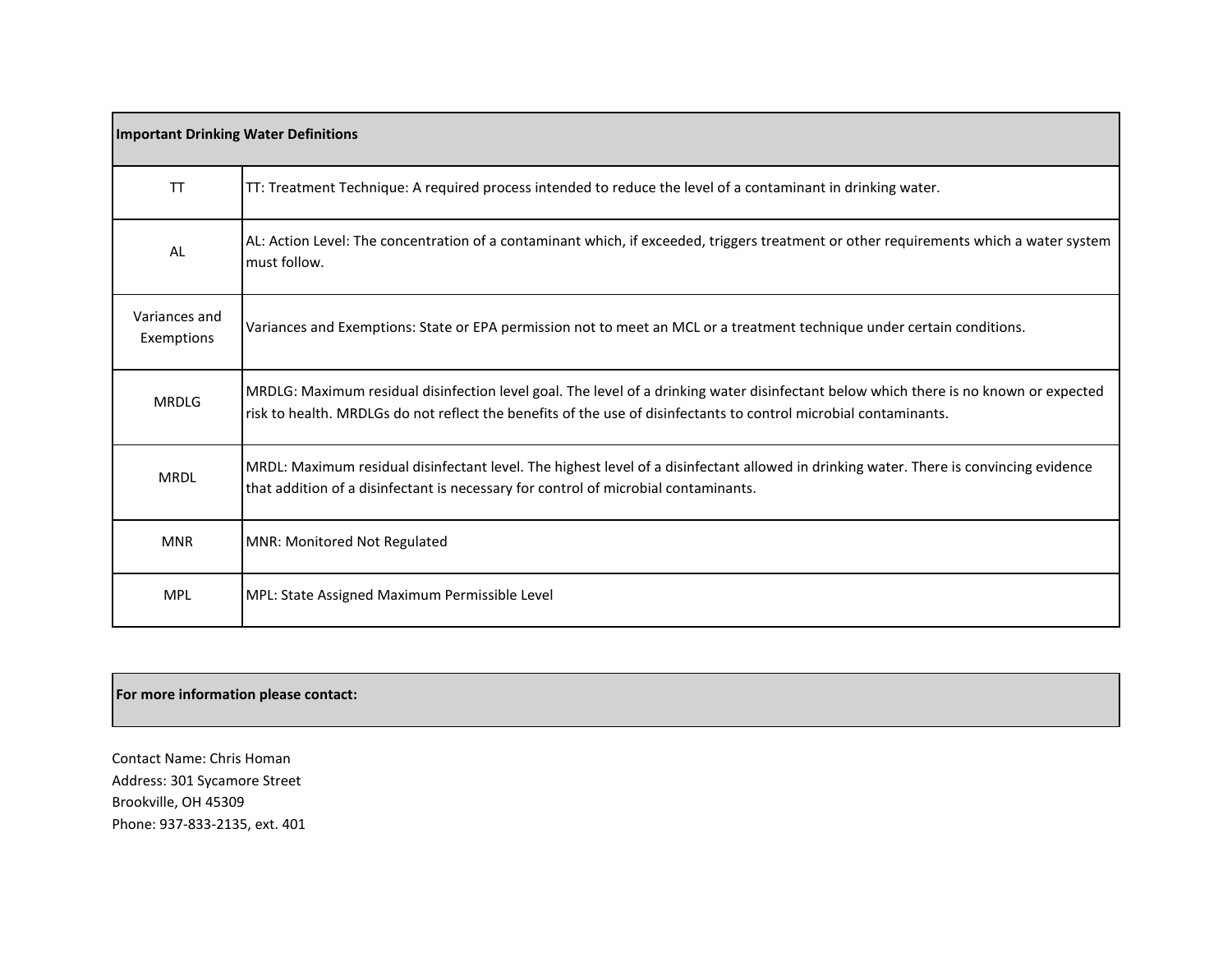| Important Drinking Water Definitions | |
|---|---|
| TT | TT: Treatment Technique: A required process intended to reduce the level of a contaminant in drinking water. |
| AL | AL: Action Level: The concentration of a contaminant which, if exceeded, triggers treatment or other requirements which a water system must follow. |
| Variances and Exemptions | Variances and Exemptions: State or EPA permission not to meet an MCL or a treatment technique under certain conditions. |
| MRDLG | MRDLG: Maximum residual disinfection level goal. The level of a drinking water disinfectant below which there is no known or expected risk to health. MRDLGs do not reflect the benefits of the use of disinfectants to control microbial contaminants. |
| MRDL | MRDL: Maximum residual disinfectant level. The highest level of a disinfectant allowed in drinking water. There is convincing evidence that addition of a disinfectant is necessary for control of microbial contaminants. |
| MNR | MNR: Monitored Not Regulated |
| MPL | MPL: State Assigned Maximum Permissible Level |

**For more information please contact:**

Contact Name: Chris Homan  
Address: 301 Sycamore Street  
Brookville, OH 45309  
Phone: 937-833-2135, ext. 401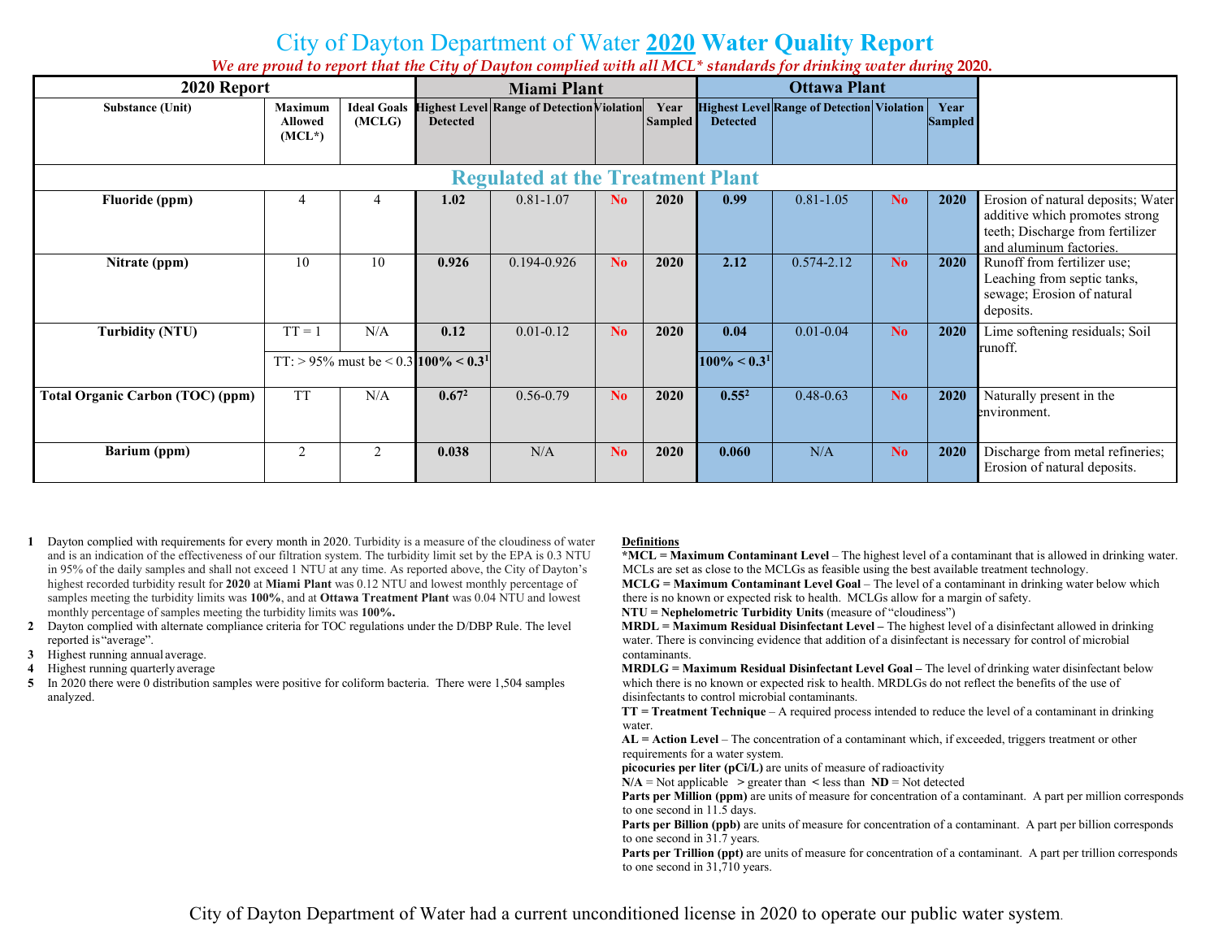# City of Dayton Department of Water **2020 Water Quality Report**

***We are proud to report that the City of Dayton complied with all MCL* standards for drinking water during 2020.***

| 2020 Report | | | Miami Plant | | | | Ottawa Plant | | | | |
|---|---|---|---|---|---|---|---|---|---|---|---|
| **Substance (Unit)** | **Maximum Allowed (MCL*)** | **Ideal Goals (MCLG)** | **Highest Level Detected** | **Range of Detection** | **Violation** | **Year Sampled** | **Highest Level Detected** | **Range of Detection** | **Violation** | **Year Sampled** | |
| **Regulated at the Treatment Plant** | | | | | | | | | | | |
| **Fluoride (ppm)** | 4 | 4 | **1.02** | 0.81-1.07 | **No** | **2020** | **0.99** | 0.81-1.05 | **No** | **2020** | Erosion of natural deposits; Water additive which promotes strong teeth; Discharge from fertilizer and aluminum factories. |
| **Nitrate (ppm)** | 10 | 10 | **0.926** | 0.194-0.926 | **No** | **2020** | **2.12** | 0.574-2.12 | **No** | **2020** | Runoff from fertilizer use; Leaching from septic tanks, sewage; Erosion of natural deposits. |
| **Turbidity (NTU)** | TT = 1 | N/A | **0.12** | 0.01-0.12 | **No** | **2020** | **0.04** | 0.01-0.04 | **No** | **2020** | Lime softening residuals; Soil runoff. |
| | TT: > 95% must be < 0.3 | | **100% < 0.3**[1] | | | | **100% < 0.3**[1] | | | | |
| **Total Organic Carbon (TOC) (ppm)** | TT | N/A | **0.67**[2] | 0.56-0.79 | **No** | **2020** | **0.55**[2] | 0.48-0.63 | **No** | **2020** | Naturally present in the environment. |
| **Barium (ppm)** | 2 | 2 | **0.038** | N/A | **No** | **2020** | **0.060** | N/A | **No** | **2020** | Discharge from metal refineries; Erosion of natural deposits. |

1. Dayton complied with requirements for every month in 2020. Turbidity is a measure of the cloudiness of water and is an indication of the effectiveness of our filtration system. The turbidity limit set by the EPA is 0.3 NTU in 95% of the daily samples and shall not exceed 1 NTU at any time. As reported above, the City of Dayton's highest recorded turbidity result for **2020** at **Miami Plant** was 0.12 NTU and lowest monthly percentage of samples meeting the turbidity limits was **100%**, and at **Ottawa Treatment Plant** was 0.04 NTU and lowest monthly percentage of samples meeting the turbidity limits was **100%.**
2. Dayton complied with alternate compliance criteria for TOC regulations under the D/DBP Rule. The level reported is "average".
3. Highest running annual average.
4. Highest running quarterly average
5. In 2020 there were 0 distribution samples were positive for coliform bacteria. There were 1,504 samples analyzed.

**Definitions**

**\*MCL = Maximum Contaminant Level** – The highest level of a contaminant that is allowed in drinking water. MCLs are set as close to the MCLGs as feasible using the best available treatment technology.

**MCLG = Maximum Contaminant Level Goal** – The level of a contaminant in drinking water below which there is no known or expected risk to health. MCLGs allow for a margin of safety.

**NTU = Nephelometric Turbidity Units** (measure of "cloudiness")

**MRDL = Maximum Residual Disinfectant Level –** The highest level of a disinfectant allowed in drinking water. There is convincing evidence that addition of a disinfectant is necessary for control of microbial contaminants.

**MRDLG = Maximum Residual Disinfectant Level Goal –** The level of drinking water disinfectant below which there is no known or expected risk to health. MRDLGs do not reflect the benefits of the use of disinfectants to control microbial contaminants.

**TT = Treatment Technique** – A required process intended to reduce the level of a contaminant in drinking water.

**AL = Action Level** – The concentration of a contaminant which, if exceeded, triggers treatment or other requirements for a water system.

**picocuries per liter (pCi/L)** are units of measure of radioactivity

**N/A** = Not applicable **>** greater than **<** less than **ND** = Not detected

**Parts per Million (ppm)** are units of measure for concentration of a contaminant. A part per million corresponds to one second in 11.5 days.

**Parts per Billion (ppb)** are units of measure for concentration of a contaminant. A part per billion corresponds to one second in 31.7 years.

**Parts per Trillion (ppt)** are units of measure for concentration of a contaminant. A part per trillion corresponds to one second in 31,710 years.

City of Dayton Department of Water had a current unconditioned license in 2020 to operate our public water system.